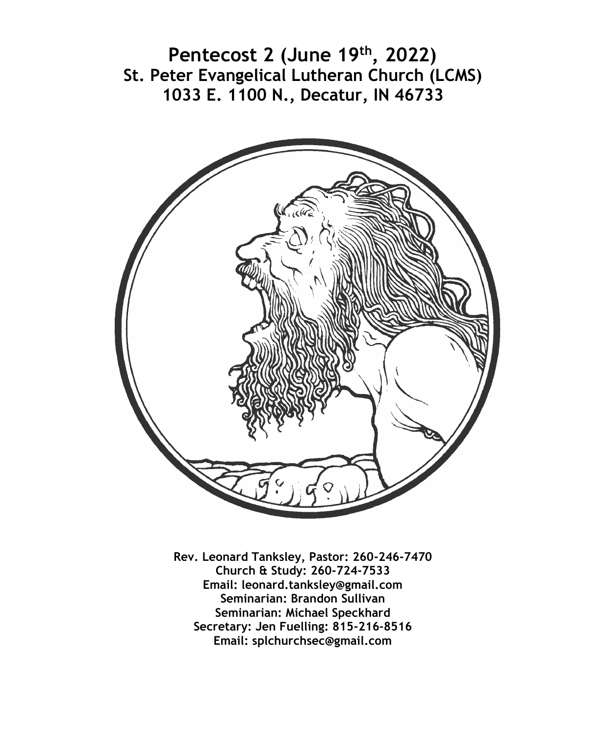# Pentecost 2 (June 19th, 2022)
## St. Peter Evangelical Lutheran Church (LCMS)
## 1033 E. 1100 N., Decatur, IN 46733

**Rev. Leonard Tanksley, Pastor: 260-246-7470**
**Church & Study: 260-724-7533**
**Email: leonard.tanksley@gmail.com**
**Seminarian: Brandon Sullivan**
**Seminarian: Michael Speckhard**
**Secretary: Jen Fuelling: 815-216-8516**
**Email: splchurchsec@gmail.com**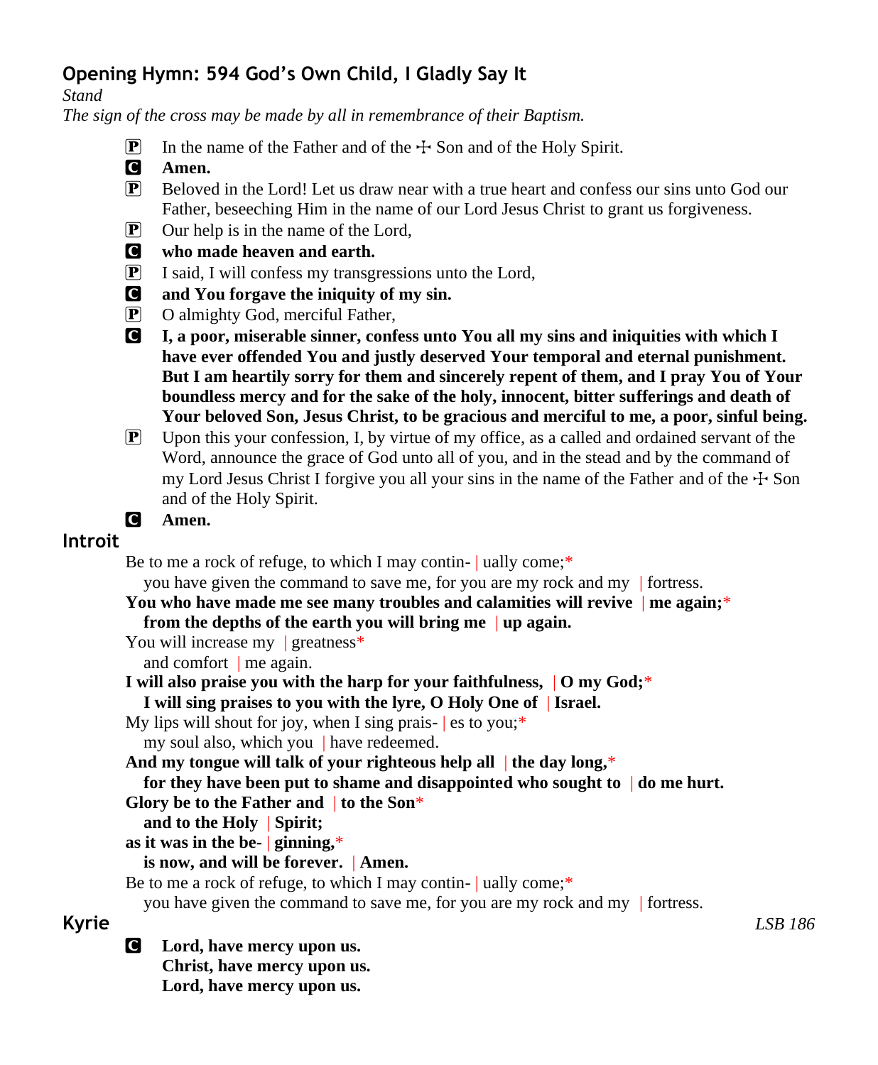## Opening Hymn: 594 God's Own Child, I Gladly Say It

*Stand*

*The sign of the cross may be made by all in remembrance of their Baptism.*

P In the name of the Father and of the ☩ Son and of the Holy Spirit.

C **Amen.**

P Beloved in the Lord! Let us draw near with a true heart and confess our sins unto God our Father, beseeching Him in the name of our Lord Jesus Christ to grant us forgiveness.

P Our help is in the name of the Lord,

C **who made heaven and earth.**

P I said, I will confess my transgressions unto the Lord,

C **and You forgave the iniquity of my sin.**

P O almighty God, merciful Father,

C **I, a poor, miserable sinner, confess unto You all my sins and iniquities with which I have ever offended You and justly deserved Your temporal and eternal punishment. But I am heartily sorry for them and sincerely repent of them, and I pray You of Your boundless mercy and for the sake of the holy, innocent, bitter sufferings and death of Your beloved Son, Jesus Christ, to be gracious and merciful to me, a poor, sinful being.**

P Upon this your confession, I, by virtue of my office, as a called and ordained servant of the Word, announce the grace of God unto all of you, and in the stead and by the command of my Lord Jesus Christ I forgive you all your sins in the name of the Father and of the ☩ Son and of the Holy Spirit.

C **Amen.**

## Introit

Be to me a rock of refuge, to which I may contin- | ually come;*
  you have given the command to save me, for you are my rock and my | fortress.

**You who have made me see many troubles and calamities will revive | me again;***
  **from the depths of the earth you will bring me | up again.**

You will increase my | greatness*
  and comfort | me again.

**I will also praise you with the harp for your faithfulness, | O my God;***
  **I will sing praises to you with the lyre, O Holy One of | Israel.**

My lips will shout for joy, when I sing prais- | es to you;*
  my soul also, which you | have redeemed.

**And my tongue will talk of your righteous help all | the day long,***
  **for they have been put to shame and disappointed who sought to | do me hurt.**

**Glory be to the Father and | to the Son***
  **and to the Holy | Spirit;**

**as it was in the be- | ginning,***
  **is now, and will be forever. | Amen.**

Be to me a rock of refuge, to which I may contin- | ually come;*
  you have given the command to save me, for you are my rock and my | fortress.

## Kyrie

*LSB 186*

C **Lord, have mercy upon us.**
**Christ, have mercy upon us.**
**Lord, have mercy upon us.**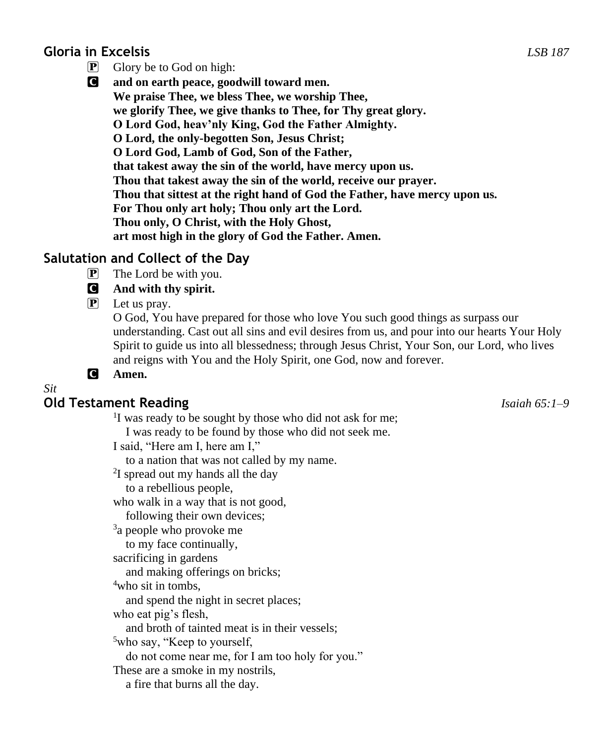## Gloria in Excelsis *LSB 187*

P Glory be to God on high:

C **and on earth peace, goodwill toward men.**
**We praise Thee, we bless Thee, we worship Thee,**
**we glorify Thee, we give thanks to Thee, for Thy great glory.**
**O Lord God, heav'nly King, God the Father Almighty.**
**O Lord, the only-begotten Son, Jesus Christ;**
**O Lord God, Lamb of God, Son of the Father,**
**that takest away the sin of the world, have mercy upon us.**
**Thou that takest away the sin of the world, receive our prayer.**
**Thou that sittest at the right hand of God the Father, have mercy upon us.**
**For Thou only art holy; Thou only art the Lord.**
**Thou only, O Christ, with the Holy Ghost,**
**art most high in the glory of God the Father. Amen.**

## Salutation and Collect of the Day

P The Lord be with you.

C **And with thy spirit.**

P Let us pray.
O God, You have prepared for those who love You such good things as surpass our understanding. Cast out all sins and evil desires from us, and pour into our hearts Your Holy Spirit to guide us into all blessedness; through Jesus Christ, Your Son, our Lord, who lives and reigns with You and the Holy Spirit, one God, now and forever.

C **Amen.**

*Sit*

## Old Testament Reading *Isaiah 65:1–9*

[1]I was ready to be sought by those who did not ask for me;
I was ready to be found by those who did not seek me.
I said, "Here am I, here am I,"
to a nation that was not called by my name.
[2]I spread out my hands all the day
to a rebellious people,
who walk in a way that is not good,
following their own devices;
[3]a people who provoke me
to my face continually,
sacrificing in gardens
and making offerings on bricks;
[4]who sit in tombs,
and spend the night in secret places;
who eat pig's flesh,
and broth of tainted meat is in their vessels;
[5]who say, "Keep to yourself,
do not come near me, for I am too holy for you."
These are a smoke in my nostrils,
a fire that burns all the day.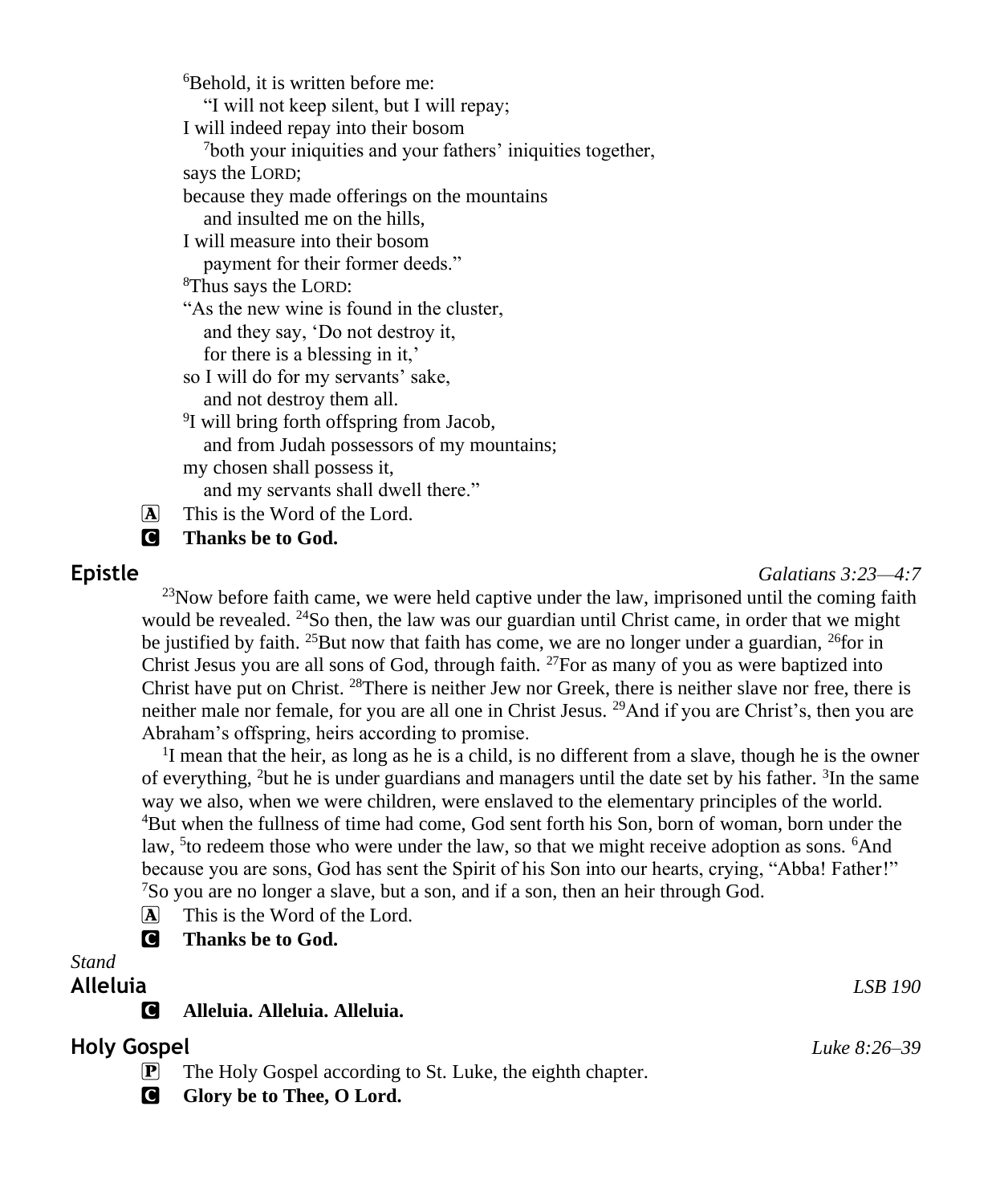[6]Behold, it is written before me:
  "I will not keep silent, but I will repay;
I will indeed repay into their bosom
  [7]both your iniquities and your fathers' iniquities together,
says the LORD;
because they made offerings on the mountains
  and insulted me on the hills,
I will measure into their bosom
  payment for their former deeds."
[8]Thus says the LORD:
"As the new wine is found in the cluster,
  and they say, 'Do not destroy it,
  for there is a blessing in it,'
so I will do for my servants' sake,
  and not destroy them all.
[9]I will bring forth offspring from Jacob,
  and from Judah possessors of my mountains;
my chosen shall possess it,
  and my servants shall dwell there."

A This is the Word of the Lord.

C **Thanks be to God.**

## Epistle

*Galatians 3:23—4:7*

[23]Now before faith came, we were held captive under the law, imprisoned until the coming faith would be revealed. [24]So then, the law was our guardian until Christ came, in order that we might be justified by faith. [25]But now that faith has come, we are no longer under a guardian, [26]for in Christ Jesus you are all sons of God, through faith. [27]For as many of you as were baptized into Christ have put on Christ. [28]There is neither Jew nor Greek, there is neither slave nor free, there is neither male nor female, for you are all one in Christ Jesus. [29]And if you are Christ's, then you are Abraham's offspring, heirs according to promise.

[1]I mean that the heir, as long as he is a child, is no different from a slave, though he is the owner of everything, [2]but he is under guardians and managers until the date set by his father. [3]In the same way we also, when we were children, were enslaved to the elementary principles of the world. [4]But when the fullness of time had come, God sent forth his Son, born of woman, born under the law, [5]to redeem those who were under the law, so that we might receive adoption as sons. [6]And because you are sons, God has sent the Spirit of his Son into our hearts, crying, "Abba! Father!" [7]So you are no longer a slave, but a son, and if a son, then an heir through God.

A This is the Word of the Lord.

C **Thanks be to God.**

*Stand*

## Alleluia

*LSB 190*

C **Alleluia. Alleluia. Alleluia.**

## Holy Gospel

*Luke 8:26–39*

P The Holy Gospel according to St. Luke, the eighth chapter.

C **Glory be to Thee, O Lord.**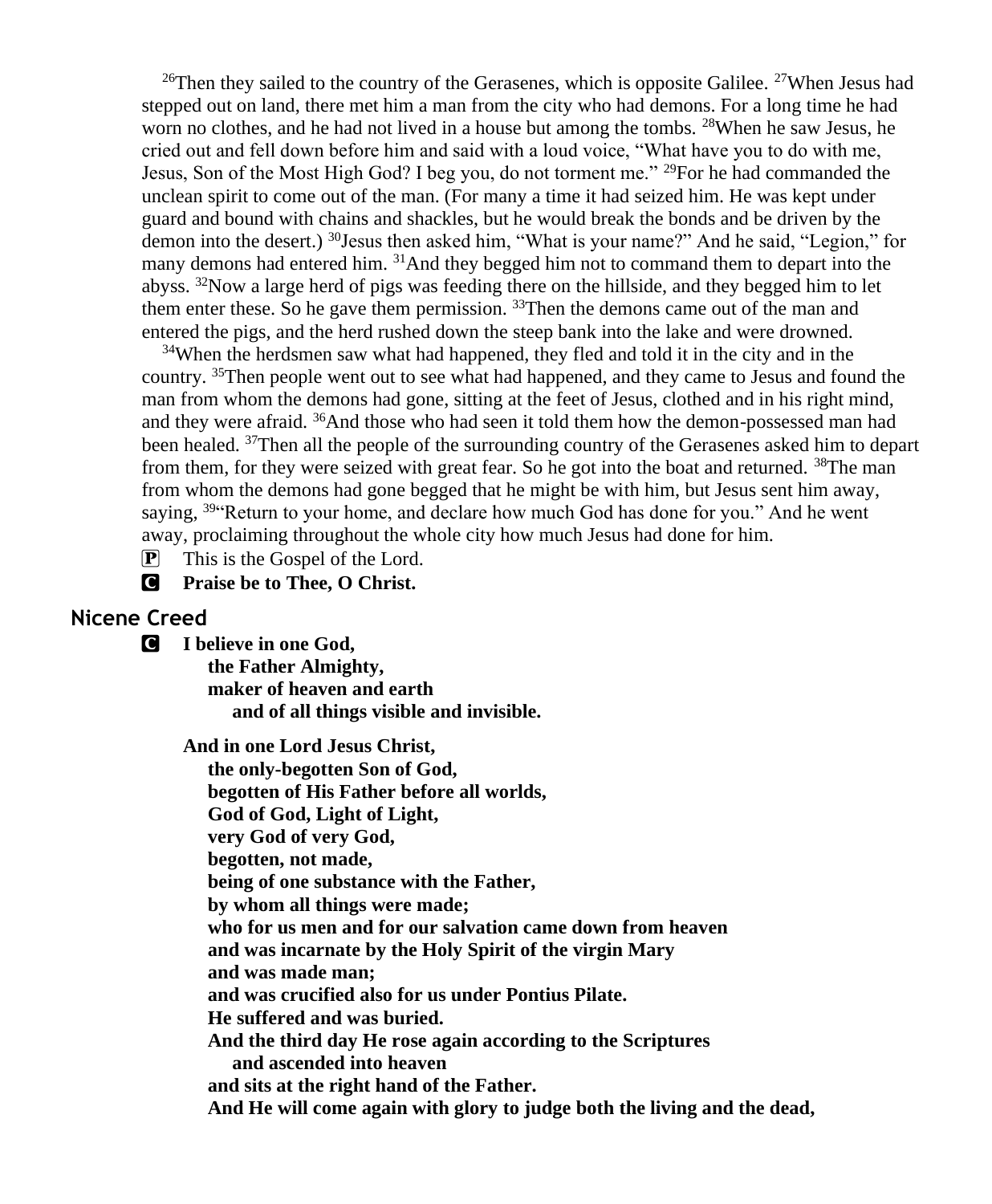[26]Then they sailed to the country of the Gerasenes, which is opposite Galilee. [27]When Jesus had stepped out on land, there met him a man from the city who had demons. For a long time he had worn no clothes, and he had not lived in a house but among the tombs. [28]When he saw Jesus, he cried out and fell down before him and said with a loud voice, "What have you to do with me, Jesus, Son of the Most High God? I beg you, do not torment me." [29]For he had commanded the unclean spirit to come out of the man. (For many a time it had seized him. He was kept under guard and bound with chains and shackles, but he would break the bonds and be driven by the demon into the desert.) [30]Jesus then asked him, "What is your name?" And he said, "Legion," for many demons had entered him. [31]And they begged him not to command them to depart into the abyss. [32]Now a large herd of pigs was feeding there on the hillside, and they begged him to let them enter these. So he gave them permission. [33]Then the demons came out of the man and entered the pigs, and the herd rushed down the steep bank into the lake and were drowned.

[34]When the herdsmen saw what had happened, they fled and told it in the city and in the country. [35]Then people went out to see what had happened, and they came to Jesus and found the man from whom the demons had gone, sitting at the feet of Jesus, clothed and in his right mind, and they were afraid. [36]And those who had seen it told them how the demon-possessed man had been healed. [37]Then all the people of the surrounding country of the Gerasenes asked him to depart from them, for they were seized with great fear. So he got into the boat and returned. [38]The man from whom the demons had gone begged that he might be with him, but Jesus sent him away, saying, [39]"Return to your home, and declare how much God has done for you." And he went away, proclaiming throughout the whole city how much Jesus had done for him.

P This is the Gospel of the Lord.

C **Praise be to Thee, O Christ.**

## Nicene Creed

C **I believe in one God,**
**the Father Almighty,**
**maker of heaven and earth**
**and of all things visible and invisible.**

**And in one Lord Jesus Christ,**
**the only-begotten Son of God,**
**begotten of His Father before all worlds,**
**God of God, Light of Light,**
**very God of very God,**
**begotten, not made,**
**being of one substance with the Father,**
**by whom all things were made;**
**who for us men and for our salvation came down from heaven**
**and was incarnate by the Holy Spirit of the virgin Mary**
**and was made man;**
**and was crucified also for us under Pontius Pilate.**
**He suffered and was buried.**
**And the third day He rose again according to the Scriptures**
**and ascended into heaven**
**and sits at the right hand of the Father.**
**And He will come again with glory to judge both the living and the dead,**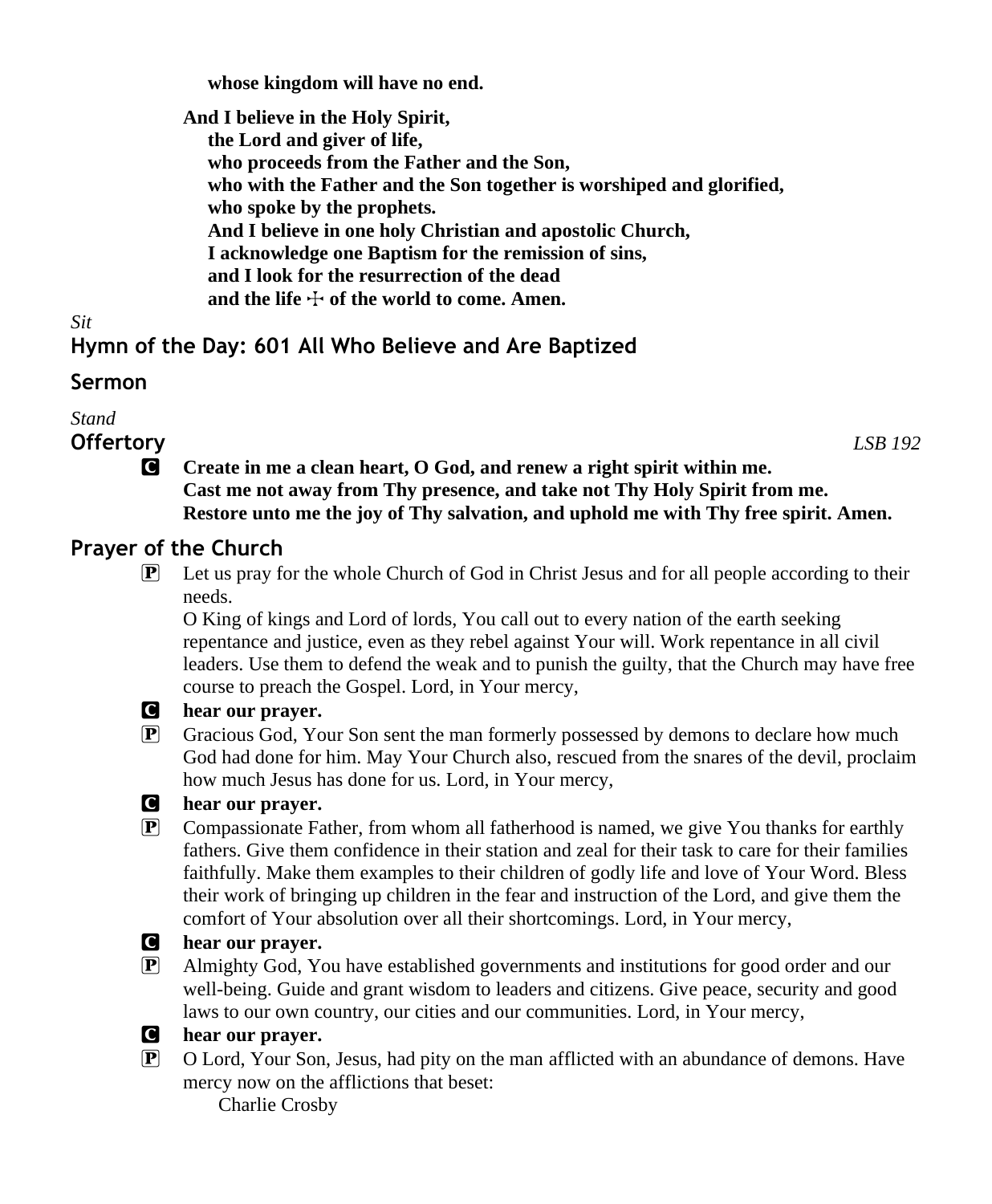**whose kingdom will have no end.**

**And I believe in the Holy Spirit,**
**the Lord and giver of life,**
**who proceeds from the Father and the Son,**
**who with the Father and the Son together is worshiped and glorified,**
**who spoke by the prophets.**
**And I believe in one holy Christian and apostolic Church,**
**I acknowledge one Baptism for the remission of sins,**
**and I look for the resurrection of the dead**
**and the life ☩ of the world to come. Amen.**

*Sit*

## Hymn of the Day: 601 All Who Believe and Are Baptized

## Sermon

*Stand*

## Offertory *LSB 192*

**C** **Create in me a clean heart, O God, and renew a right spirit within me.**
**Cast me not away from Thy presence, and take not Thy Holy Spirit from me.**
**Restore unto me the joy of Thy salvation, and uphold me with Thy free spirit. Amen.**

## Prayer of the Church

**P** Let us pray for the whole Church of God in Christ Jesus and for all people according to their needs.
O King of kings and Lord of lords, You call out to every nation of the earth seeking repentance and justice, even as they rebel against Your will. Work repentance in all civil leaders. Use them to defend the weak and to punish the guilty, that the Church may have free course to preach the Gospel. Lord, in Your mercy,

**C** **hear our prayer.**

**P** Gracious God, Your Son sent the man formerly possessed by demons to declare how much God had done for him. May Your Church also, rescued from the snares of the devil, proclaim how much Jesus has done for us. Lord, in Your mercy,

**C** **hear our prayer.**

**P** Compassionate Father, from whom all fatherhood is named, we give You thanks for earthly fathers. Give them confidence in their station and zeal for their task to care for their families faithfully. Make them examples to their children of godly life and love of Your Word. Bless their work of bringing up children in the fear and instruction of the Lord, and give them the comfort of Your absolution over all their shortcomings. Lord, in Your mercy,

**C** **hear our prayer.**

**P** Almighty God, You have established governments and institutions for good order and our well-being. Guide and grant wisdom to leaders and citizens. Give peace, security and good laws to our own country, our cities and our communities. Lord, in Your mercy,

**C** **hear our prayer.**

**P** O Lord, Your Son, Jesus, had pity on the man afflicted with an abundance of demons. Have mercy now on the afflictions that beset:
Charlie Crosby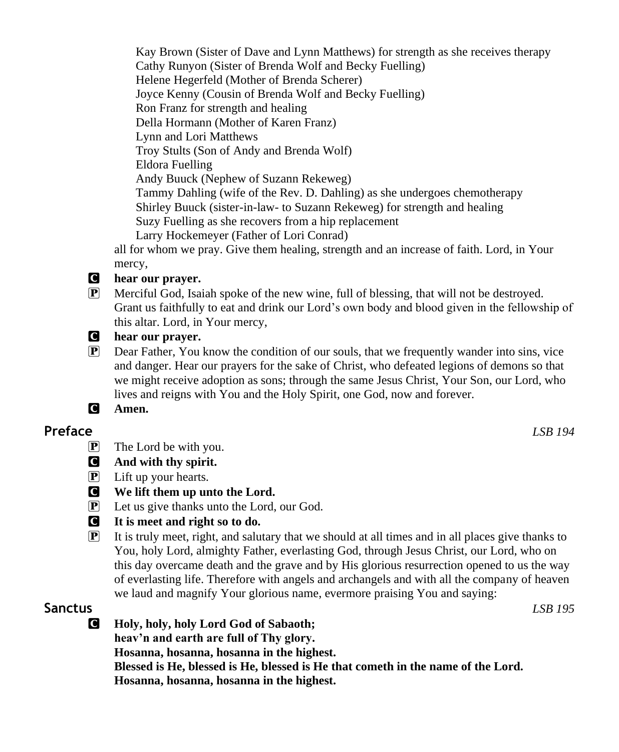Kay Brown (Sister of Dave and Lynn Matthews) for strength as she receives therapy
Cathy Runyon (Sister of Brenda Wolf and Becky Fuelling)
Helene Hegerfeld (Mother of Brenda Scherer)
Joyce Kenny (Cousin of Brenda Wolf and Becky Fuelling)
Ron Franz for strength and healing
Della Hormann (Mother of Karen Franz)
Lynn and Lori Matthews
Troy Stults (Son of Andy and Brenda Wolf)
Eldora Fuelling
Andy Buuck (Nephew of Suzann Rekeweg)
Tammy Dahling (wife of the Rev. D. Dahling) as she undergoes chemotherapy
Shirley Buuck (sister-in-law- to Suzann Rekeweg) for strength and healing
Suzy Fuelling as she recovers from a hip replacement
Larry Hockemeyer (Father of Lori Conrad)

all for whom we pray. Give them healing, strength and an increase of faith. Lord, in Your mercy,

C **hear our prayer.**

P Merciful God, Isaiah spoke of the new wine, full of blessing, that will not be destroyed. Grant us faithfully to eat and drink our Lord's own body and blood given in the fellowship of this altar. Lord, in Your mercy,

C **hear our prayer.**

P Dear Father, You know the condition of our souls, that we frequently wander into sins, vice and danger. Hear our prayers for the sake of Christ, who defeated legions of demons so that we might receive adoption as sons; through the same Jesus Christ, Your Son, our Lord, who lives and reigns with You and the Holy Spirit, one God, now and forever.

C **Amen.**

## Preface *LSB 194*

P The Lord be with you.

C **And with thy spirit.**

P Lift up your hearts.

C **We lift them up unto the Lord.**

P Let us give thanks unto the Lord, our God.

C **It is meet and right so to do.**

P It is truly meet, right, and salutary that we should at all times and in all places give thanks to You, holy Lord, almighty Father, everlasting God, through Jesus Christ, our Lord, who on this day overcame death and the grave and by His glorious resurrection opened to us the way of everlasting life. Therefore with angels and archangels and with all the company of heaven we laud and magnify Your glorious name, evermore praising You and saying:

## Sanctus *LSB 195*

C **Holy, holy, holy Lord God of Sabaoth;**
**heav'n and earth are full of Thy glory.**
**Hosanna, hosanna, hosanna in the highest.**
**Blessed is He, blessed is He, blessed is He that cometh in the name of the Lord.**
**Hosanna, hosanna, hosanna in the highest.**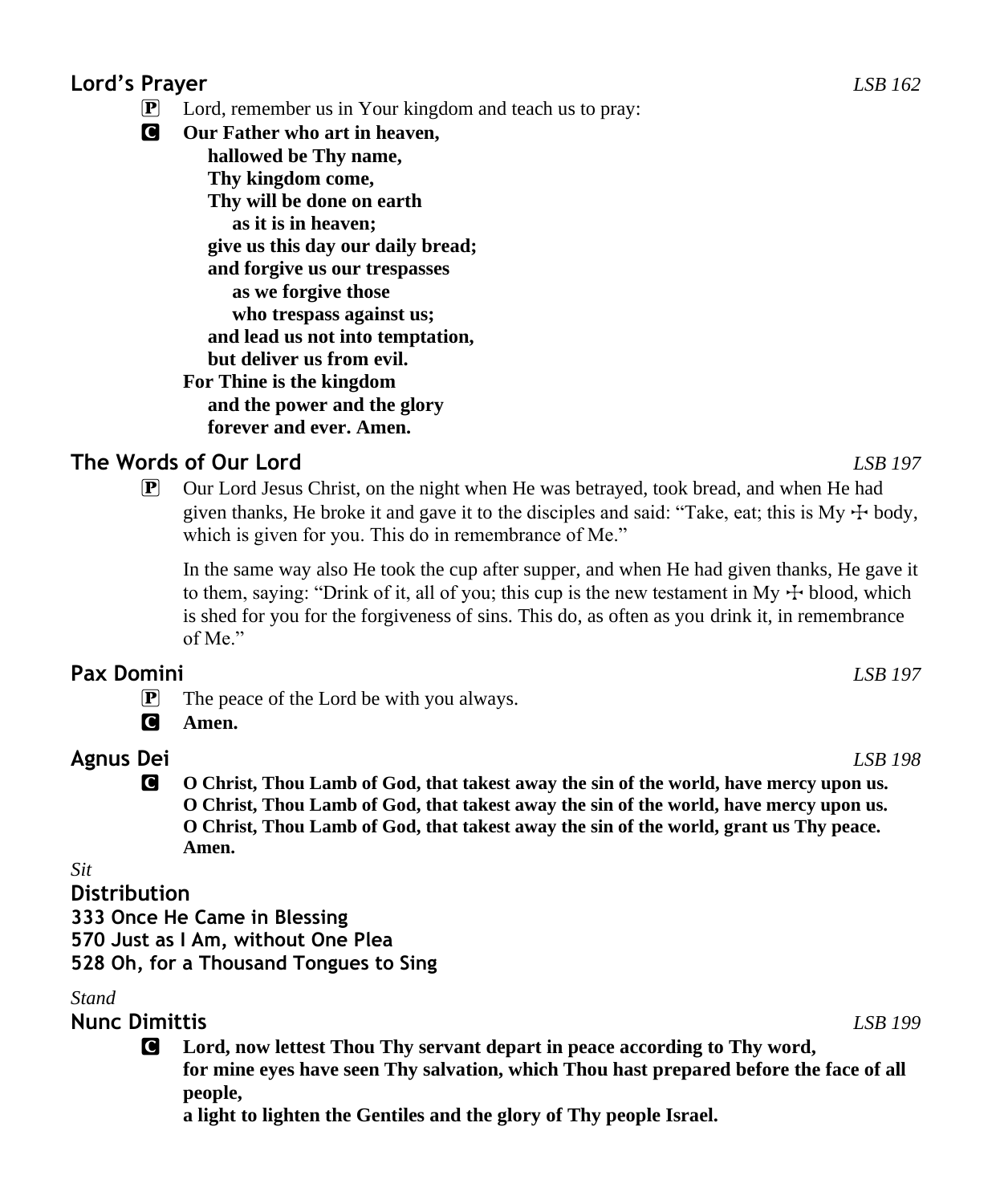## Lord’s Prayer *LSB 162*

**P** Lord, remember us in Your kingdom and teach us to pray:

**C** **Our Father who art in heaven,**
**hallowed be Thy name,**
**Thy kingdom come,**
**Thy will be done on earth**
**as it is in heaven;**
**give us this day our daily bread;**
**and forgive us our trespasses**
**as we forgive those**
**who trespass against us;**
**and lead us not into temptation,**
**but deliver us from evil.**
**For Thine is the kingdom**
**and the power and the glory**
**forever and ever. Amen.**

## The Words of Our Lord *LSB 197*

**P** Our Lord Jesus Christ, on the night when He was betrayed, took bread, and when He had given thanks, He broke it and gave it to the disciples and said: “Take, eat; this is My ☩ body, which is given for you. This do in remembrance of Me.”

In the same way also He took the cup after supper, and when He had given thanks, He gave it to them, saying: “Drink of it, all of you; this cup is the new testament in My ☩ blood, which is shed for you for the forgiveness of sins. This do, as often as you drink it, in remembrance of Me.”

## Pax Domini *LSB 197*

**P** The peace of the Lord be with you always.

**C** **Amen.**

## Agnus Dei *LSB 198*

**C** **O Christ, Thou Lamb of God, that takest away the sin of the world, have mercy upon us.**
**O Christ, Thou Lamb of God, that takest away the sin of the world, have mercy upon us.**
**O Christ, Thou Lamb of God, that takest away the sin of the world, grant us Thy peace.**
**Amen.**

*Sit*

## Distribution

**333 Once He Came in Blessing**
**570 Just as I Am, without One Plea**
**528 Oh, for a Thousand Tongues to Sing**

*Stand*

## Nunc Dimittis *LSB 199*

**C** **Lord, now lettest Thou Thy servant depart in peace according to Thy word,**
**for mine eyes have seen Thy salvation, which Thou hast prepared before the face of all people,**
**a light to lighten the Gentiles and the glory of Thy people Israel.**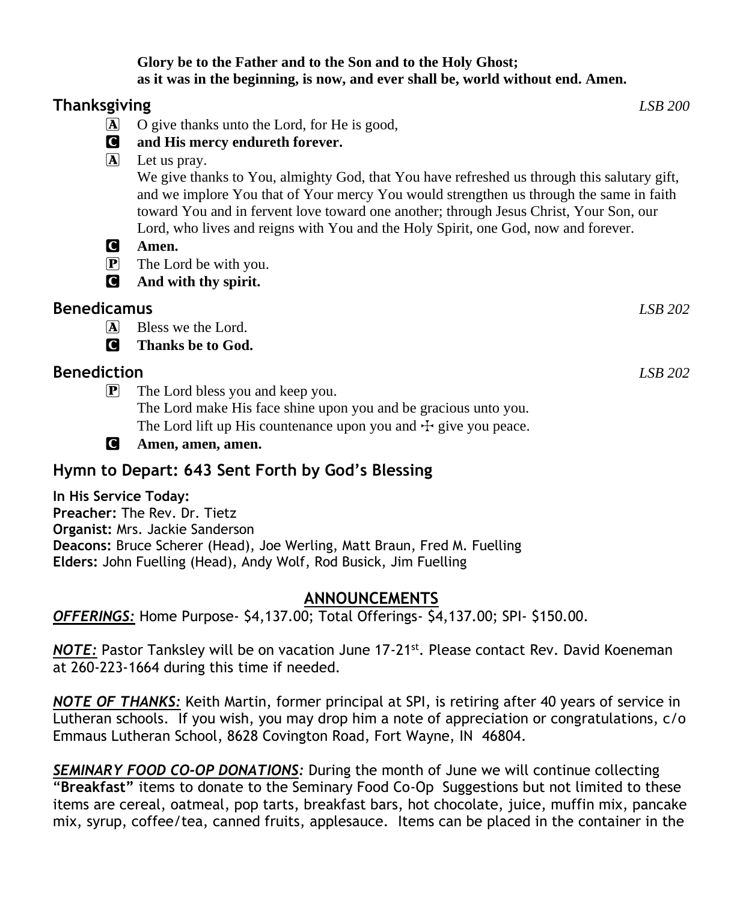**Glory be to the Father and to the Son and to the Holy Ghost;**
**as it was in the beginning, is now, and ever shall be, world without end. Amen.**

## Thanksgiving *LSB 200*

A O give thanks unto the Lord, for He is good,

C **and His mercy endureth forever.**

A Let us pray.
We give thanks to You, almighty God, that You have refreshed us through this salutary gift, and we implore You that of Your mercy You would strengthen us through the same in faith toward You and in fervent love toward one another; through Jesus Christ, Your Son, our Lord, who lives and reigns with You and the Holy Spirit, one God, now and forever.

C **Amen.**

P The Lord be with you.

C **And with thy spirit.**

## Benedicamus *LSB 202*

A Bless we the Lord.

C **Thanks be to God.**

## Benediction *LSB 202*

P The Lord bless you and keep you.
The Lord make His face shine upon you and be gracious unto you.
The Lord lift up His countenance upon you and ☩ give you peace.

C **Amen, amen, amen.**

## Hymn to Depart: 643 Sent Forth by God's Blessing

**In His Service Today:**
**Preacher:** The Rev. Dr. Tietz
**Organist:** Mrs. Jackie Sanderson
**Deacons:** Bruce Scherer (Head), Joe Werling, Matt Braun, Fred M. Fuelling
**Elders:** John Fuelling (Head), Andy Wolf, Rod Busick, Jim Fuelling

## ANNOUNCEMENTS

***OFFERINGS:*** Home Purpose- $4,137.00; Total Offerings- $4,137.00; SPI- $150.00.

***NOTE:*** Pastor Tanksley will be on vacation June 17-21st. Please contact Rev. David Koeneman at 260-223-1664 during this time if needed.

***NOTE OF THANKS:*** Keith Martin, former principal at SPI, is retiring after 40 years of service in Lutheran schools. If you wish, you may drop him a note of appreciation or congratulations, c/o Emmaus Lutheran School, 8628 Covington Road, Fort Wayne, IN 46804.

***SEMINARY FOOD CO-OP DONATIONS:*** During the month of June we will continue collecting **"Breakfast"** items to donate to the Seminary Food Co-Op Suggestions but not limited to these items are cereal, oatmeal, pop tarts, breakfast bars, hot chocolate, juice, muffin mix, pancake mix, syrup, coffee/tea, canned fruits, applesauce. Items can be placed in the container in the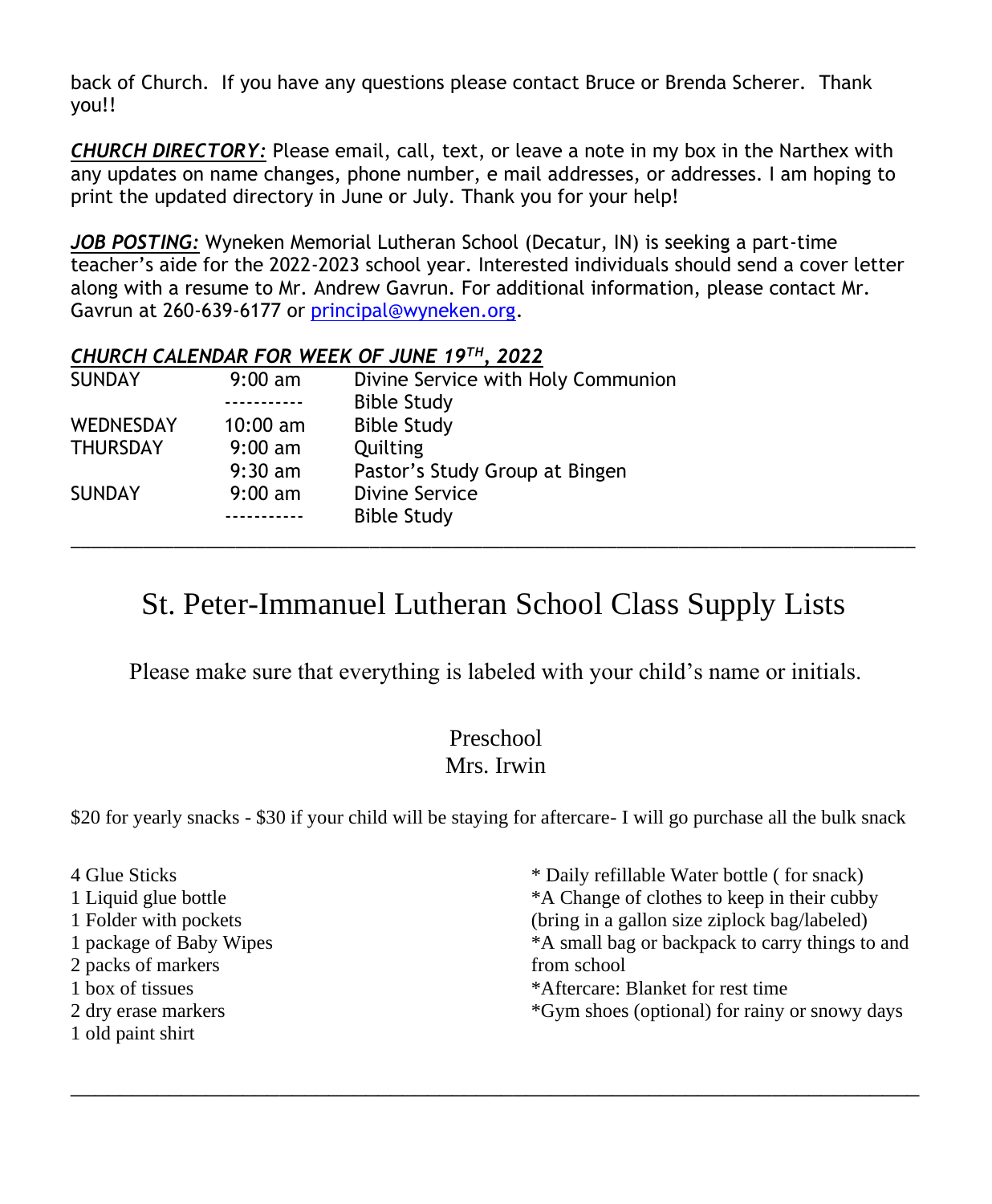back of Church. If you have any questions please contact Bruce or Brenda Scherer. Thank you!!

***CHURCH DIRECTORY:*** Please email, call, text, or leave a note in my box in the Narthex with any updates on name changes, phone number, e mail addresses, or addresses. I am hoping to print the updated directory in June or July. Thank you for your help!

***JOB POSTING:*** Wyneken Memorial Lutheran School (Decatur, IN) is seeking a part-time teacher's aide for the 2022-2023 school year. Interested individuals should send a cover letter along with a resume to Mr. Andrew Gavrun. For additional information, please contact Mr. Gavrun at 260-639-6177 or principal@wyneken.org.

***CHURCH CALENDAR FOR WEEK OF JUNE 19TH, 2022***

| | | |
|---|---|---|
| SUNDAY | 9:00 am | Divine Service with Holy Communion |
| | ----------- | Bible Study |
| WEDNESDAY | 10:00 am | Bible Study |
| THURSDAY | 9:00 am | Quilting |
| | 9:30 am | Pastor's Study Group at Bingen |
| SUNDAY | 9:00 am | Divine Service |
| | ----------- | Bible Study |

---

# St. Peter-Immanuel Lutheran School Class Supply Lists

Please make sure that everything is labeled with your child's name or initials.

## Preschool
## Mrs. Irwin

$20 for yearly snacks - $30 if your child will be staying for aftercare- I will go purchase all the bulk snack

4 Glue Sticks
1 Liquid glue bottle
1 Folder with pockets
1 package of Baby Wipes
2 packs of markers
1 box of tissues
2 dry erase markers
1 old paint shirt

* Daily refillable Water bottle ( for snack)
*A Change of clothes to keep in their cubby (bring in a gallon size ziplock bag/labeled)
*A small bag or backpack to carry things to and from school
*Aftercare: Blanket for rest time
*Gym shoes (optional) for rainy or snowy days

---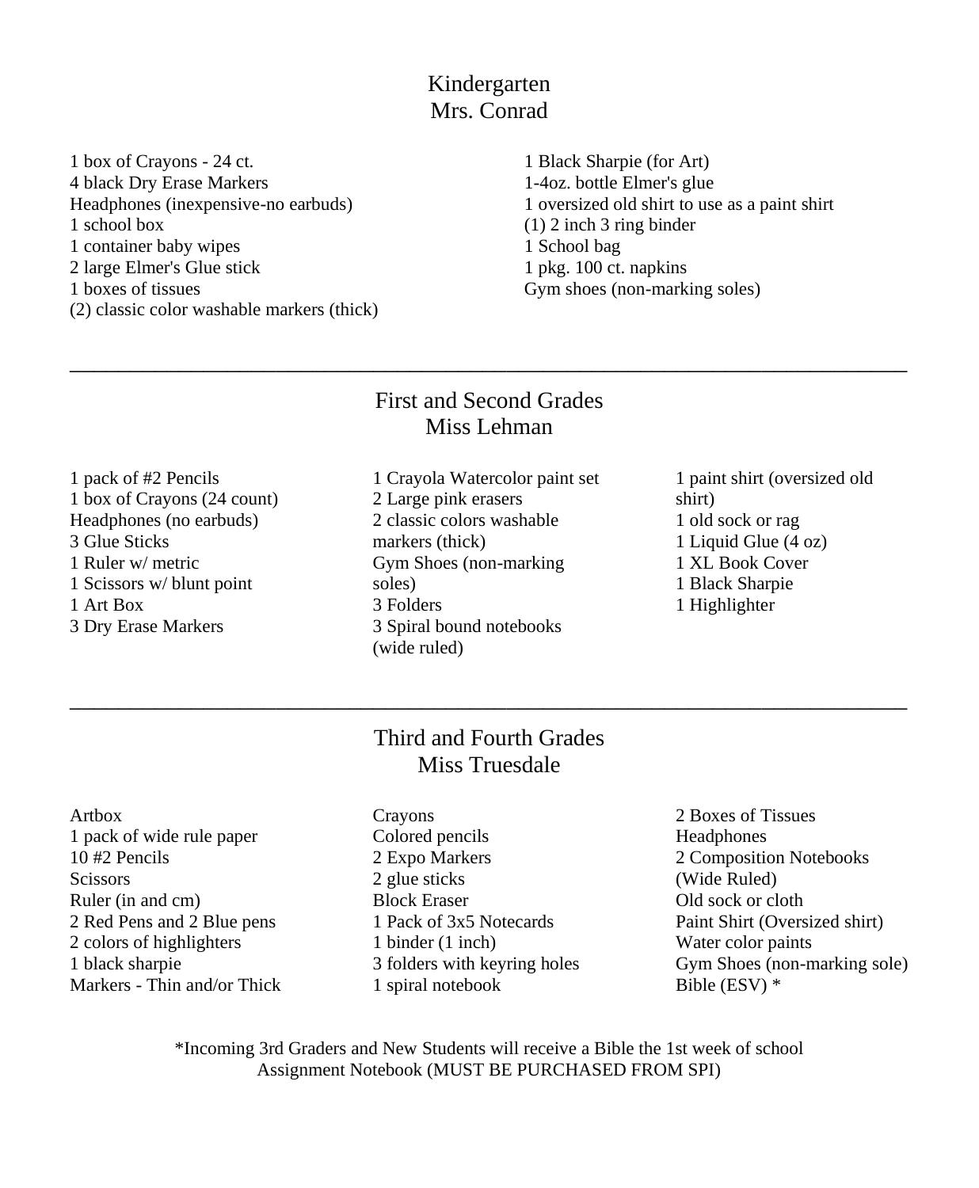## Kindergarten
## Mrs. Conrad

1 box of Crayons - 24 ct.
4 black Dry Erase Markers
Headphones (inexpensive-no earbuds)
1 school box
1 container baby wipes
2 large Elmer's Glue stick
1 boxes of tissues
(2) classic color washable markers (thick)
1 Black Sharpie (for Art)
1-4oz. bottle Elmer's glue
1 oversized old shirt to use as a paint shirt
(1) 2 inch 3 ring binder
1 School bag
1 pkg. 100 ct. napkins
Gym shoes (non-marking soles)

---

## First and Second Grades
## Miss Lehman

1 pack of #2 Pencils
1 box of Crayons (24 count)
Headphones (no earbuds)
3 Glue Sticks
1 Ruler w/ metric
1 Scissors w/ blunt point
1 Art Box
3 Dry Erase Markers
1 Crayola Watercolor paint set
2 Large pink erasers
2 classic colors washable markers (thick)
Gym Shoes (non-marking soles)
3 Folders
3 Spiral bound notebooks (wide ruled)
1 paint shirt (oversized old shirt)
1 old sock or rag
1 Liquid Glue (4 oz)
1 XL Book Cover
1 Black Sharpie
1 Highlighter

---

## Third and Fourth Grades
## Miss Truesdale

Artbox
1 pack of wide rule paper
10 #2 Pencils
Scissors
Ruler (in and cm)
2 Red Pens and 2 Blue pens
2 colors of highlighters
1 black sharpie
Markers - Thin and/or Thick
Crayons
Colored pencils
2 Expo Markers
2 glue sticks
Block Eraser
1 Pack of 3x5 Notecards
1 binder (1 inch)
3 folders with keyring holes
1 spiral notebook
2 Boxes of Tissues
Headphones
2 Composition Notebooks (Wide Ruled)
Old sock or cloth
Paint Shirt (Oversized shirt)
Water color paints
Gym Shoes (non-marking sole)
Bible (ESV) *

*Incoming 3rd Graders and New Students will receive a Bible the 1st week of school
Assignment Notebook (MUST BE PURCHASED FROM SPI)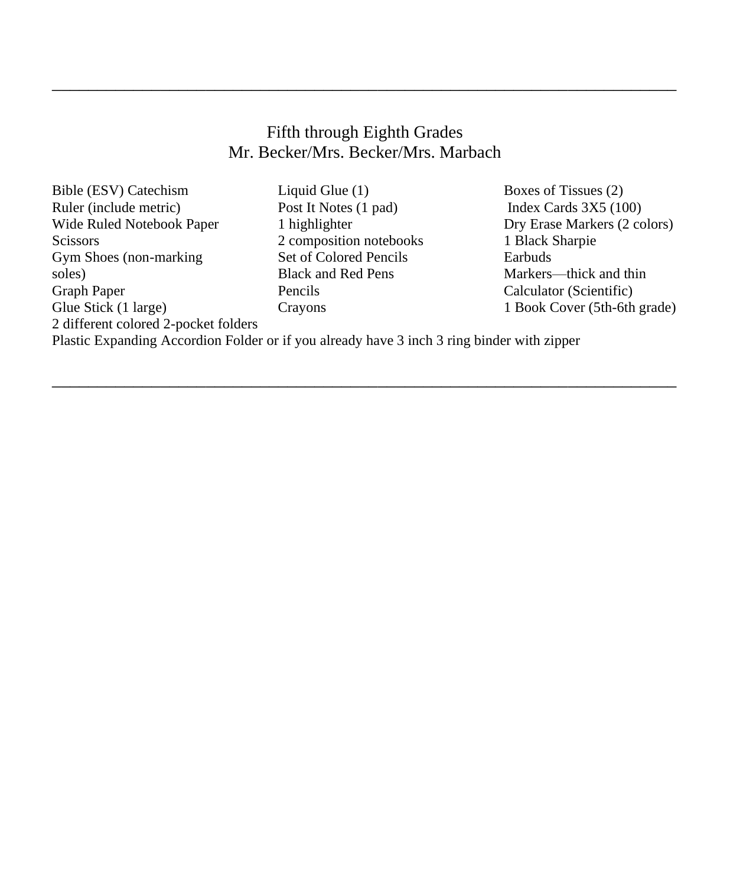---

## Fifth through Eighth Grades
## Mr. Becker/Mrs. Becker/Mrs. Marbach

- Bible (ESV) Catechism
- Ruler (include metric)
- Wide Ruled Notebook Paper
- Scissors
- Gym Shoes (non-marking soles)
- Graph Paper
- Glue Stick (1 large)
- Liquid Glue (1)
- Post It Notes (1 pad)
- 1 highlighter
- 2 composition notebooks
- Set of Colored Pencils
- Black and Red Pens
- Pencils
- Crayons
- Boxes of Tissues (2)
- Index Cards 3X5 (100)
- Dry Erase Markers (2 colors)
- 1 Black Sharpie
- Earbuds
- Markers—thick and thin
- Calculator (Scientific)
- 1 Book Cover (5th-6th grade)
- 2 different colored 2-pocket folders
- Plastic Expanding Accordion Folder or if you already have 3 inch 3 ring binder with zipper

---